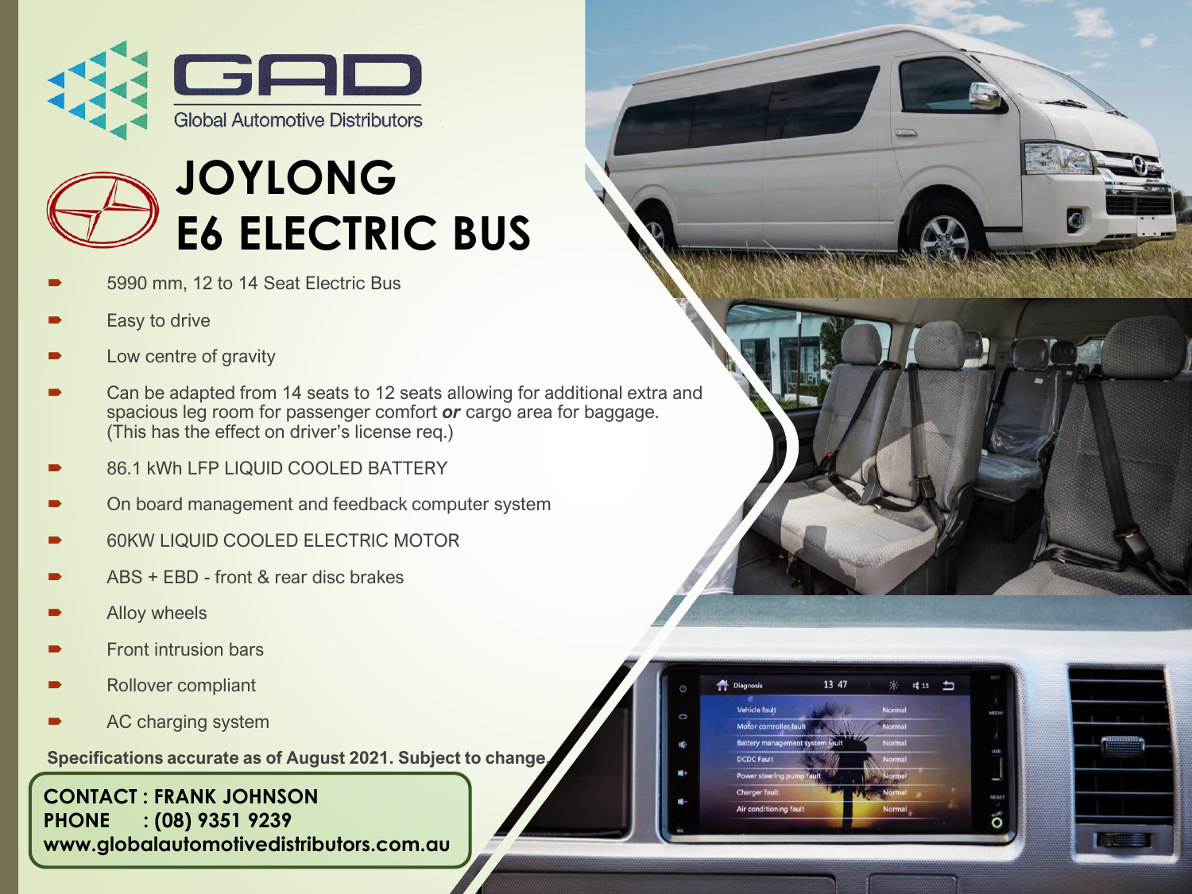# GAD

Global Automotive Distributors

# JOYLONG E6 ELECTRIC BUS

- 5990 mm, 12 to 14 Seat Electric Bus
- Easy to drive
- Low centre of gravity
- Can be adapted from 14 seats to 12 seats allowing for additional extra and spacious leg room for passenger comfort ***or*** cargo area for baggage. (This has the effect on driver's license req.)
- 86.1 kWh LFP LIQUID COOLED BATTERY
- On board management and feedback computer system
- 60KW LIQUID COOLED ELECTRIC MOTOR
- ABS + EBD - front & rear disc brakes
- Alloy wheels
- Front intrusion bars
- Rollover compliant
- AC charging system

**Specifications accurate as of August 2021. Subject to change.**

**CONTACT : FRANK JOHNSON**
**PHONE : (08) 9351 9239**
**www.globalautomotivedistributors.com.au**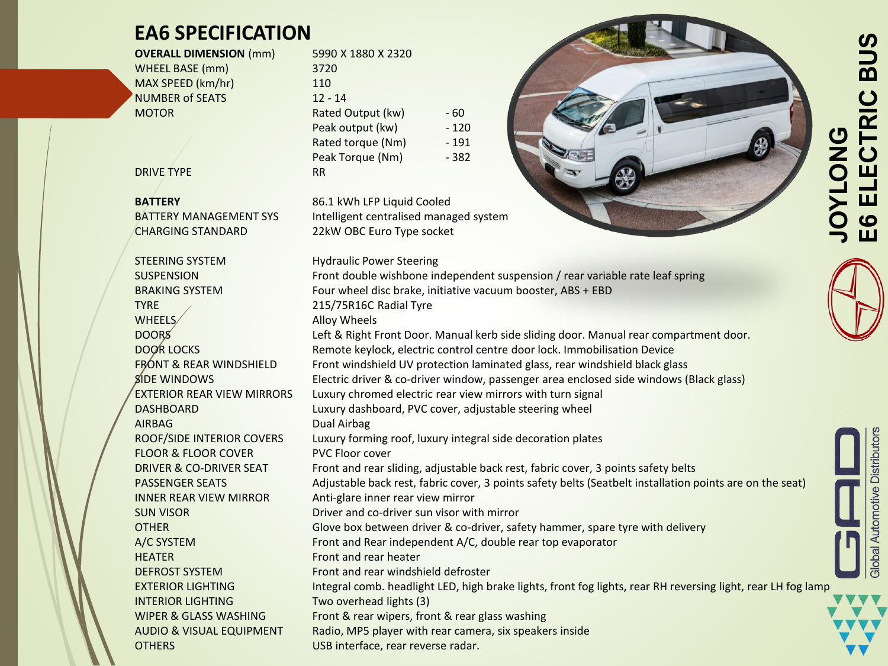# EA6 SPECIFICATION

JOYLONG E6 ELECTRIC BUS

| | |
|---|---|
| **OVERALL DIMENSION** (mm) | 5990 X 1880 X 2320 |
| WHEEL BASE (mm) | 3720 |
| MAX SPEED (km/hr) | 110 |
| NUMBER of SEATS | 12 - 14 |
| MOTOR | Rated Output (kw) - 60<br>Peak output (kw) - 120<br>Rated torque (Nm) - 191<br>Peak Torque (Nm) - 382 |
| DRIVE TYPE | RR |
| **BATTERY** | 86.1 kWh LFP Liquid Cooled |
| BATTERY MANAGEMENT SYS | Intelligent centralised managed system |
| CHARGING STANDARD | 22kW OBC Euro Type socket |
| STEERING SYSTEM | Hydraulic Power Steering |
| SUSPENSION | Front double wishbone independent suspension / rear variable rate leaf spring |
| BRAKING SYSTEM | Four wheel disc brake, initiative vacuum booster, ABS + EBD |
| TYRE | 215/75R16C Radial Tyre |
| WHEELS | Alloy Wheels |
| DOORS | Left & Right Front Door. Manual kerb side sliding door. Manual rear compartment door. |
| DOOR LOCKS | Remote keylock, electric control centre door lock. Immobilisation Device |
| FRONT & REAR WINDSHIELD | Front windshield UV protection laminated glass, rear windshield black glass |
| SIDE WINDOWS | Electric driver & co-driver window, passenger area enclosed side windows (Black glass) |
| EXTERIOR REAR VIEW MIRRORS | Luxury chromed electric rear view mirrors with turn signal |
| DASHBOARD | Luxury dashboard, PVC cover, adjustable steering wheel |
| AIRBAG | Dual Airbag |
| ROOF/SIDE INTERIOR COVERS | Luxury forming roof, luxury integral side decoration plates |
| FLOOR & FLOOR COVER | PVC Floor cover |
| DRIVER & CO-DRIVER SEAT | Front and rear sliding, adjustable back rest, fabric cover, 3 points safety belts |
| PASSENGER SEATS | Adjustable back rest, fabric cover, 3 points safety belts (Seatbelt installation points are on the seat) |
| INNER REAR VIEW MIRROR | Anti-glare inner rear view mirror |
| SUN VISOR | Driver and co-driver sun visor with mirror |
| OTHER | Glove box between driver & co-driver, safety hammer, spare tyre with delivery |
| A/C SYSTEM | Front and Rear independent A/C, double rear top evaporator |
| HEATER | Front and rear heater |
| DEFROST SYSTEM | Front and rear windshield defroster |
| EXTERIOR LIGHTING | Integral comb. headlight LED, high brake lights, front fog lights, rear RH reversing light, rear LH fog lamp |
| INTERIOR LIGHTING | Two overhead lights (3) |
| WIPER & GLASS WASHING | Front & rear wipers, front & rear glass washing |
| AUDIO & VISUAL EQUIPMENT | Radio, MP5 player with rear camera, six speakers inside |
| OTHERS | USB interface, rear reverse radar. |

GAD Global Automotive Distributors